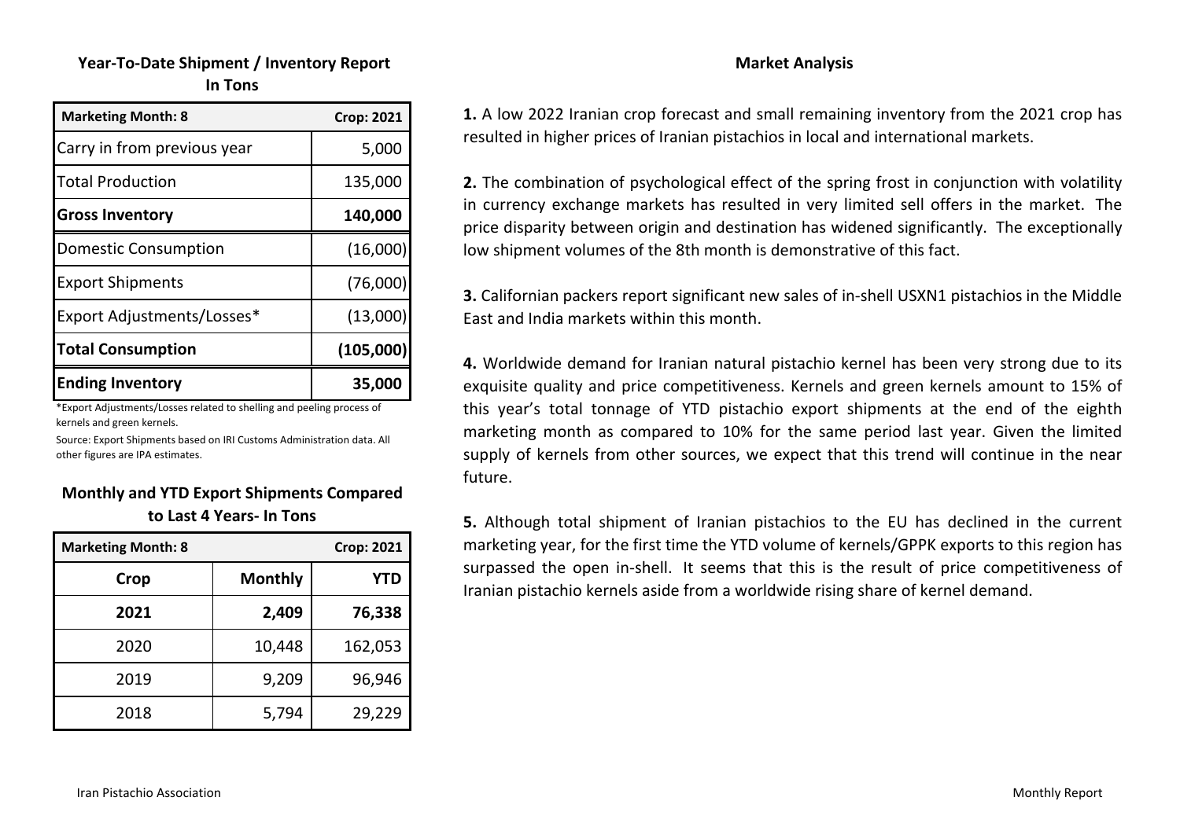## Year-To-Date Shipment / Inventory Report
### In Tons

| Marketing Month: 8 | Crop: 2021 |
|---|---|
| Carry in from previous year | 5,000 |
| Total Production | 135,000 |
| **Gross Inventory** | **140,000** |
| Domestic Consumption | (16,000) |
| Export Shipments | (76,000) |
| Export Adjustments/Losses* | (13,000) |
| **Total Consumption** | **(105,000)** |
| **Ending Inventory** | **35,000** |

*Export Adjustments/Losses related to shelling and peeling process of kernels and green kernels.

Source: Export Shipments based on IRI Customs Administration data. All other figures are IPA estimates.

## Monthly and YTD Export Shipments Compared to Last 4 Years- In Tons

| Marketing Month: 8 | | Crop: 2021 |
|---|---|---|
| **Crop** | **Monthly** | **YTD** |
| **2021** | **2,409** | **76,338** |
| 2020 | 10,448 | 162,053 |
| 2019 | 9,209 | 96,946 |
| 2018 | 5,794 | 29,229 |

## Market Analysis

**1.** A low 2022 Iranian crop forecast and small remaining inventory from the 2021 crop has resulted in higher prices of Iranian pistachios in local and international markets.

**2.** The combination of psychological effect of the spring frost in conjunction with volatility in currency exchange markets has resulted in very limited sell offers in the market. The price disparity between origin and destination has widened significantly. The exceptionally low shipment volumes of the 8th month is demonstrative of this fact.

**3.** Californian packers report significant new sales of in-shell USXN1 pistachios in the Middle East and India markets within this month.

**4.** Worldwide demand for Iranian natural pistachio kernel has been very strong due to its exquisite quality and price competitiveness. Kernels and green kernels amount to 15% of this year's total tonnage of YTD pistachio export shipments at the end of the eighth marketing month as compared to 10% for the same period last year. Given the limited supply of kernels from other sources, we expect that this trend will continue in the near future.

**5.** Although total shipment of Iranian pistachios to the EU has declined in the current marketing year, for the first time the YTD volume of kernels/GPPK exports to this region has surpassed the open in-shell. It seems that this is the result of price competitiveness of Iranian pistachio kernels aside from a worldwide rising share of kernel demand.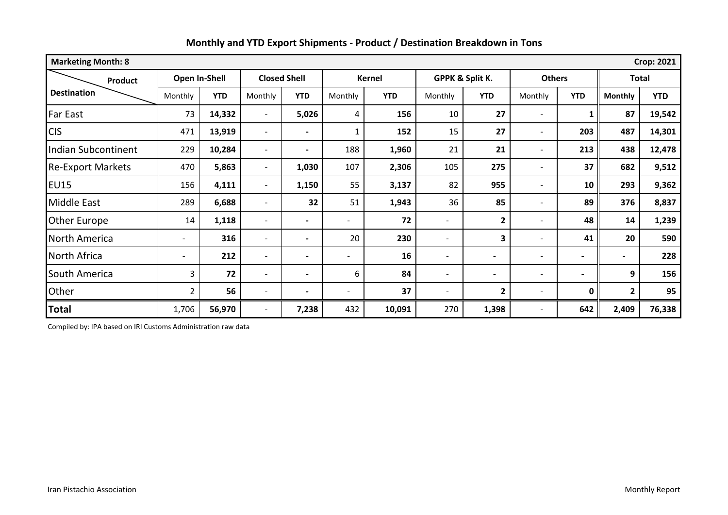## Monthly and YTD Export Shipments - Product / Destination Breakdown in Tons

| Marketing Month: 8 | | | | | | | | | | | | Crop: 2021 |
|---|---|---|---|---|---|---|---|---|---|---|---|---|
| Product / Destination | Open In-Shell | | Closed Shell | | Kernel | | GPPK & Split K. | | Others | | Total | |
| | Monthly | YTD | Monthly | YTD | Monthly | YTD | Monthly | YTD | Monthly | YTD | Monthly | YTD |
| Far East | 73 | 14,332 | - | 5,026 | 4 | 156 | 10 | 27 | - | 1 | 87 | 19,542 |
| CIS | 471 | 13,919 | - | - | 1 | 152 | 15 | 27 | - | 203 | 487 | 14,301 |
| Indian Subcontinent | 229 | 10,284 | - | - | 188 | 1,960 | 21 | 21 | - | 213 | 438 | 12,478 |
| Re-Export Markets | 470 | 5,863 | - | 1,030 | 107 | 2,306 | 105 | 275 | - | 37 | 682 | 9,512 |
| EU15 | 156 | 4,111 | - | 1,150 | 55 | 3,137 | 82 | 955 | - | 10 | 293 | 9,362 |
| Middle East | 289 | 6,688 | - | 32 | 51 | 1,943 | 36 | 85 | - | 89 | 376 | 8,837 |
| Other Europe | 14 | 1,118 | - | - | - | 72 | - | 2 | - | 48 | 14 | 1,239 |
| North America | - | 316 | - | - | 20 | 230 | - | 3 | - | 41 | 20 | 590 |
| North Africa | - | 212 | - | - | - | 16 | - | - | - | - | - | 228 |
| South America | 3 | 72 | - | - | 6 | 84 | - | - | - | - | 9 | 156 |
| Other | 2 | 56 | - | - | - | 37 | - | 2 | - | 0 | 2 | 95 |
| **Total** | 1,706 | 56,970 | - | 7,238 | 432 | 10,091 | 270 | 1,398 | - | 642 | 2,409 | 76,338 |

Compiled by: IPA based on IRI Customs Administration raw data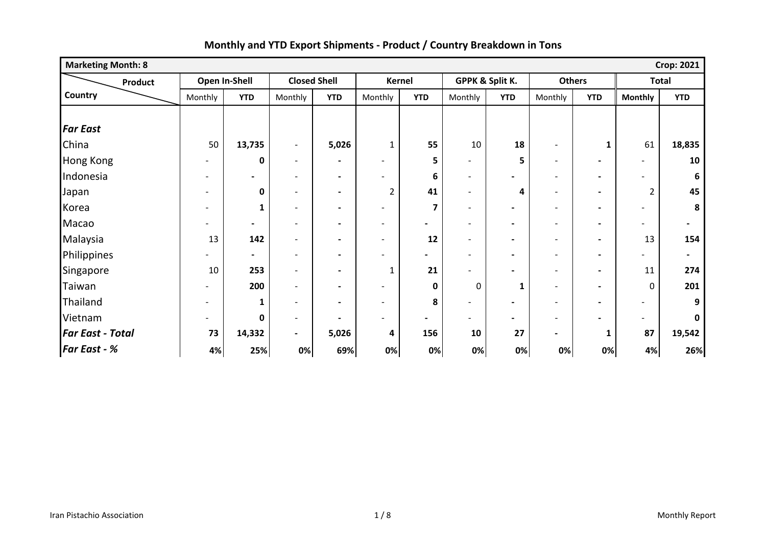## Monthly and YTD Export Shipments - Product / Country Breakdown in Tons

| Marketing Month: 8 | | | | | | | | | | | | Crop: 2021 |
|---|---|---|---|---|---|---|---|---|---|---|---|---|
| Product / Country | Open In-Shell | | Closed Shell | | Kernel | | GPPK & Split K. | | Others | | Total | |
| | Monthly | YTD | Monthly | YTD | Monthly | YTD | Monthly | YTD | Monthly | YTD | Monthly | YTD |
| ***Far East*** | | | | | | | | | | | | |
| China | 50 | **13,735** | - | **5,026** | 1 | **55** | 10 | **18** | - | **1** | 61 | **18,835** |
| Hong Kong | - | **0** | - | **-** | - | **5** | - | **5** | - | **-** | - | **10** |
| Indonesia | - | **-** | - | **-** | - | **6** | - | **-** | - | **-** | - | **6** |
| Japan | - | **0** | - | **-** | 2 | **41** | - | **4** | - | **-** | 2 | **45** |
| Korea | - | **1** | - | **-** | - | **7** | - | **-** | - | **-** | - | **8** |
| Macao | - | **-** | - | **-** | - | **-** | - | **-** | - | **-** | - | **-** |
| Malaysia | 13 | **142** | - | **-** | - | **12** | - | **-** | - | **-** | 13 | **154** |
| Philippines | - | **-** | - | **-** | - | **-** | - | **-** | - | **-** | - | **-** |
| Singapore | 10 | **253** | - | **-** | 1 | **21** | - | **-** | - | **-** | 11 | **274** |
| Taiwan | - | **200** | - | **-** | - | **0** | 0 | **1** | - | **-** | 0 | **201** |
| Thailand | - | **1** | - | **-** | - | **8** | - | **-** | - | **-** | - | **9** |
| Vietnam | - | **0** | - | **-** | - | **-** | - | **-** | - | **-** | - | **0** |
| ***Far East - Total*** | **73** | **14,332** | **-** | **5,026** | **4** | **156** | **10** | **27** | **-** | **1** | **87** | **19,542** |
| ***Far East - %*** | **4%** | **25%** | **0%** | **69%** | **0%** | **0%** | **0%** | **0%** | **0%** | **0%** | **4%** | **26%** |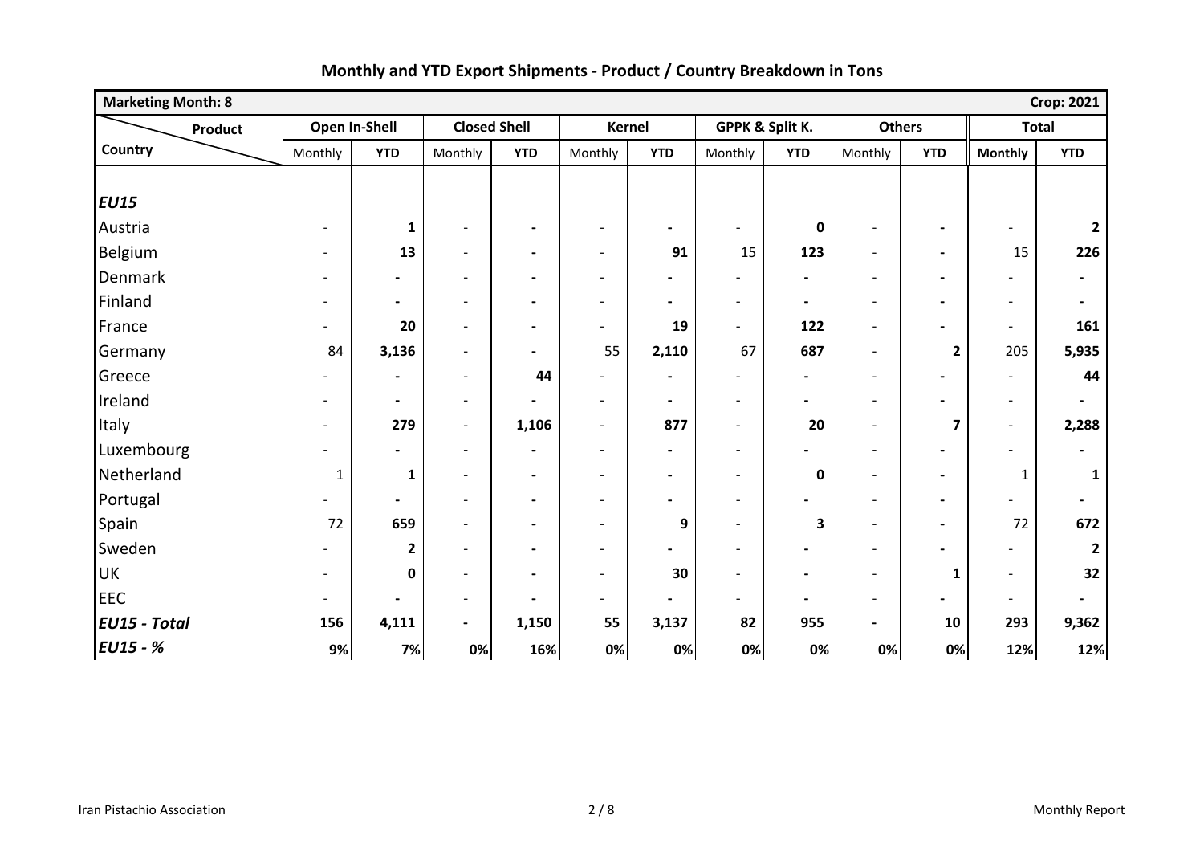## Monthly and YTD Export Shipments - Product / Country Breakdown in Tons

| Marketing Month: 8 | | | | | | | | | | | | Crop: 2021 |
|---|---|---|---|---|---|---|---|---|---|---|---|---|
| Product / Country | Open In-Shell | | Closed Shell | | Kernel | | GPPK & Split K. | | Others | | Total | |
| | Monthly | YTD | Monthly | YTD | Monthly | YTD | Monthly | YTD | Monthly | YTD | Monthly | YTD |
| ***EU15*** | | | | | | | | | | | | |
| Austria | - | **1** | - | **-** | - | **-** | - | **0** | - | **-** | - | **2** |
| Belgium | - | **13** | - | **-** | - | **91** | 15 | **123** | - | **-** | 15 | **226** |
| Denmark | - | **-** | - | **-** | - | **-** | - | **-** | - | **-** | - | **-** |
| Finland | - | **-** | - | **-** | - | **-** | - | **-** | - | **-** | - | **-** |
| France | - | **20** | - | **-** | - | **19** | - | **122** | - | **-** | - | **161** |
| Germany | 84 | **3,136** | - | **-** | 55 | **2,110** | 67 | **687** | - | **2** | 205 | **5,935** |
| Greece | - | **-** | - | **44** | - | **-** | - | **-** | - | **-** | - | **44** |
| Ireland | - | **-** | - | **-** | - | **-** | - | **-** | - | **-** | - | **-** |
| Italy | - | **279** | - | **1,106** | - | **877** | - | **20** | - | **7** | - | **2,288** |
| Luxembourg | - | **-** | - | **-** | - | **-** | - | **-** | - | **-** | - | **-** |
| Netherland | 1 | **1** | - | **-** | - | **-** | - | **0** | - | **-** | 1 | **1** |
| Portugal | - | **-** | - | **-** | - | **-** | - | **-** | - | **-** | - | **-** |
| Spain | 72 | **659** | - | **-** | - | **9** | - | **3** | - | **-** | 72 | **672** |
| Sweden | - | **2** | - | **-** | - | **-** | - | **-** | - | **-** | - | **2** |
| UK | - | **0** | - | **-** | - | **30** | - | **-** | - | **1** | - | **32** |
| EEC | - | **-** | - | **-** | - | **-** | - | **-** | - | **-** | - | **-** |
| ***EU15 - Total*** | **156** | **4,111** | **-** | **1,150** | **55** | **3,137** | **82** | **955** | **-** | **10** | **293** | **9,362** |
| ***EU15 - %*** | **9%** | **7%** | **0%** | **16%** | **0%** | **0%** | **0%** | **0%** | **0%** | **0%** | **12%** | **12%** |

Iran Pistachio Association

Monthly Report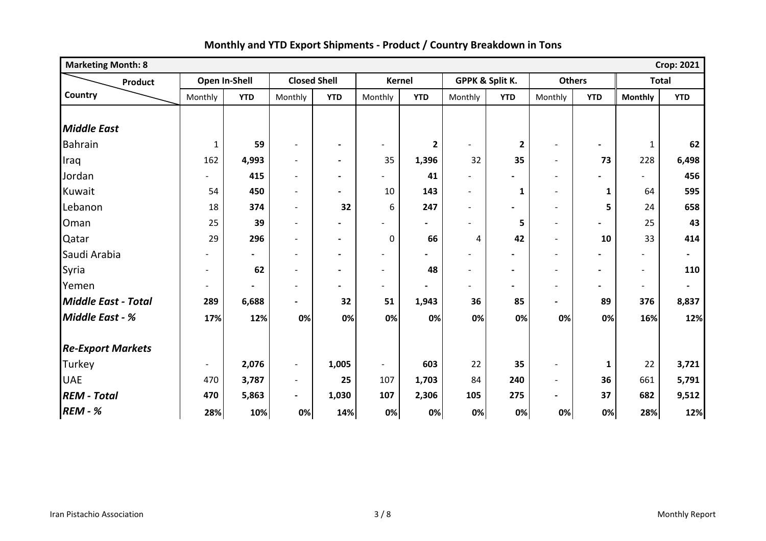## Monthly and YTD Export Shipments - Product / Country Breakdown in Tons

| Marketing Month: 8 | | | | | | | | | | | | Crop: 2021 |
|---|---|---|---|---|---|---|---|---|---|---|---|---|
| Product / Country | Open In-Shell | | Closed Shell | | Kernel | | GPPK & Split K. | | Others | | Total | |
| | Monthly | **YTD** | Monthly | **YTD** | Monthly | **YTD** | Monthly | **YTD** | Monthly | **YTD** | **Monthly** | **YTD** |
| ***Middle East*** | | | | | | | | | | | | |
| Bahrain | 1 | **59** | - | **-** | - | **2** | - | **2** | - | **-** | 1 | **62** |
| Iraq | 162 | **4,993** | - | **-** | 35 | **1,396** | 32 | **35** | - | **73** | 228 | **6,498** |
| Jordan | - | **415** | - | **-** | - | **41** | - | **-** | - | **-** | - | **456** |
| Kuwait | 54 | **450** | - | **-** | 10 | **143** | - | **1** | - | **1** | 64 | **595** |
| Lebanon | 18 | **374** | - | **32** | 6 | **247** | - | **-** | - | **5** | 24 | **658** |
| Oman | 25 | **39** | - | **-** | - | **-** | - | **5** | - | **-** | 25 | **43** |
| Qatar | 29 | **296** | - | **-** | 0 | **66** | 4 | **42** | - | **10** | 33 | **414** |
| Saudi Arabia | - | **-** | - | **-** | - | **-** | - | **-** | - | **-** | - | **-** |
| Syria | - | **62** | - | **-** | - | **48** | - | **-** | - | **-** | - | **110** |
| Yemen | - | **-** | - | **-** | - | **-** | - | **-** | - | **-** | - | **-** |
| ***Middle East - Total*** | **289** | **6,688** | **-** | **32** | **51** | **1,943** | **36** | **85** | **-** | **89** | **376** | **8,837** |
| ***Middle East - %*** | **17%** | **12%** | **0%** | **0%** | **0%** | **0%** | **0%** | **0%** | **0%** | **0%** | **16%** | **12%** |
| ***Re-Export Markets*** | | | | | | | | | | | | |
| Turkey | - | **2,076** | - | **1,005** | - | **603** | 22 | **35** | - | **1** | 22 | **3,721** |
| UAE | 470 | **3,787** | - | **25** | 107 | **1,703** | 84 | **240** | - | **36** | 661 | **5,791** |
| ***REM - Total*** | **470** | **5,863** | **-** | **1,030** | **107** | **2,306** | **105** | **275** | **-** | **37** | **682** | **9,512** |
| ***REM - %*** | **28%** | **10%** | **0%** | **14%** | **0%** | **0%** | **0%** | **0%** | **0%** | **0%** | **28%** | **12%** |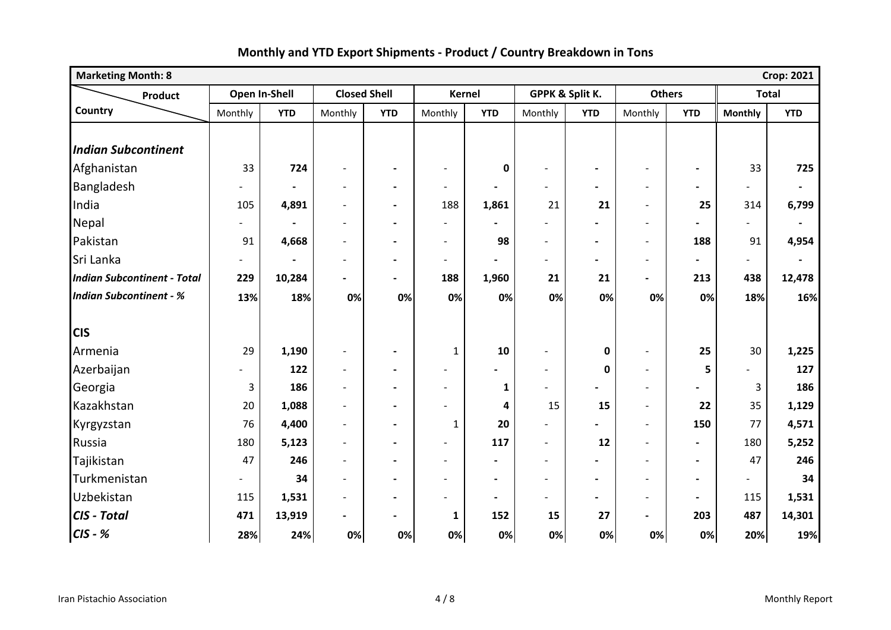## Monthly and YTD Export Shipments - Product / Country Breakdown in Tons

| Marketing Month: 8 | | | | | | | | | | | | Crop: 2021 |
|---|---|---|---|---|---|---|---|---|---|---|---|---|
| Product / Country | Open In-Shell | | Closed Shell | | Kernel | | GPPK & Split K. | | Others | | Total | |
| | Monthly | YTD | Monthly | YTD | Monthly | YTD | Monthly | YTD | Monthly | YTD | Monthly | YTD |
| ***Indian Subcontinent*** | | | | | | | | | | | | |
| Afghanistan | 33 | **724** | - | - | - | **0** | - | - | - | - | 33 | **725** |
| Bangladesh | - | - | - | - | - | - | - | - | - | - | - | - |
| India | 105 | **4,891** | - | - | 188 | **1,861** | 21 | **21** | - | **25** | 314 | **6,799** |
| Nepal | - | - | - | - | - | - | - | - | - | - | - | - |
| Pakistan | 91 | **4,668** | - | - | - | **98** | - | - | - | **188** | 91 | **4,954** |
| Sri Lanka | - | - | - | - | - | - | - | - | - | - | - | - |
| ***Indian Subcontinent - Total*** | **229** | **10,284** | - | - | **188** | **1,960** | **21** | **21** | - | **213** | **438** | **12,478** |
| ***Indian Subcontinent - %*** | **13%** | **18%** | **0%** | **0%** | **0%** | **0%** | **0%** | **0%** | **0%** | **0%** | **18%** | **16%** |
| **CIS** | | | | | | | | | | | | |
| Armenia | 29 | **1,190** | - | - | 1 | **10** | - | **0** | - | **25** | 30 | **1,225** |
| Azerbaijan | - | **122** | - | - | - | - | - | **0** | - | **5** | - | **127** |
| Georgia | 3 | **186** | - | - | - | **1** | - | - | - | - | 3 | **186** |
| Kazakhstan | 20 | **1,088** | - | - | - | **4** | 15 | **15** | - | **22** | 35 | **1,129** |
| Kyrgyzstan | 76 | **4,400** | - | - | 1 | **20** | - | - | - | **150** | 77 | **4,571** |
| Russia | 180 | **5,123** | - | - | - | **117** | - | **12** | - | - | 180 | **5,252** |
| Tajikistan | 47 | **246** | - | - | - | - | - | - | - | - | 47 | **246** |
| Turkmenistan | - | **34** | - | - | - | - | - | - | - | - | - | **34** |
| Uzbekistan | 115 | **1,531** | - | - | - | - | - | - | - | - | 115 | **1,531** |
| ***CIS - Total*** | **471** | **13,919** | - | - | **1** | **152** | **15** | **27** | - | **203** | **487** | **14,301** |
| ***CIS - %*** | **28%** | **24%** | **0%** | **0%** | **0%** | **0%** | **0%** | **0%** | **0%** | **0%** | **20%** | **19%** |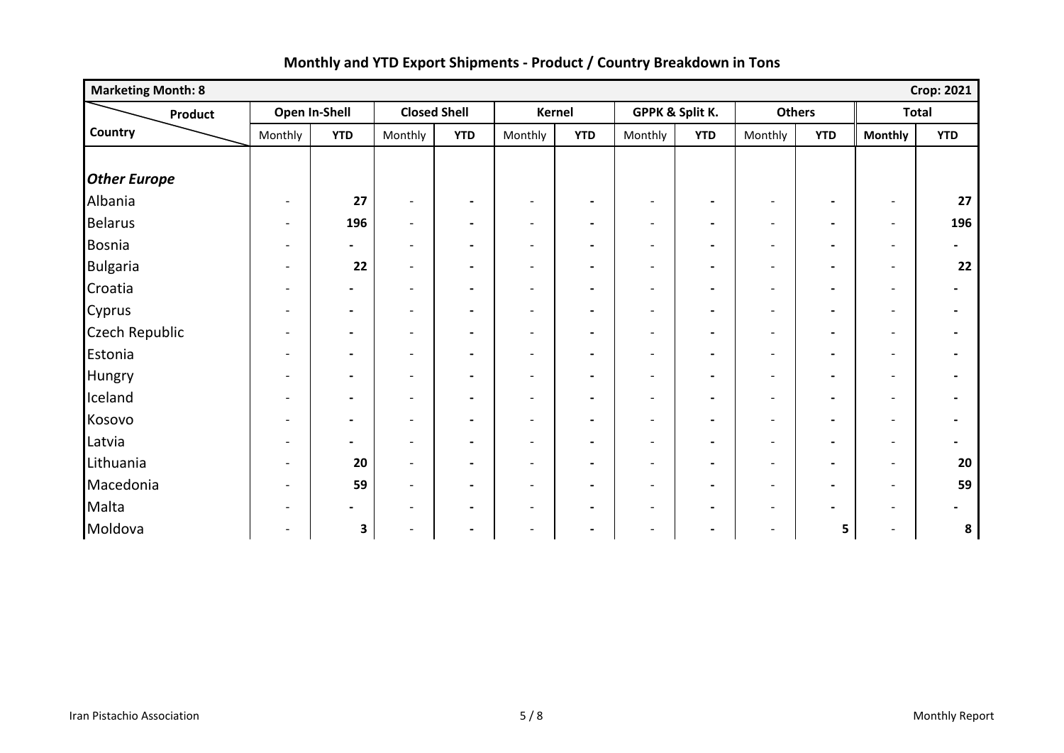## Monthly and YTD Export Shipments - Product / Country Breakdown in Tons

| Marketing Month: 8 | | | | | | | | | | | | Crop: 2021 |
|---|---|---|---|---|---|---|---|---|---|---|---|---|
| Product / Country | Open In-Shell | | Closed Shell | | Kernel | | GPPK & Split K. | | Others | | Total | |
| | Monthly | YTD | Monthly | YTD | Monthly | YTD | Monthly | YTD | Monthly | YTD | Monthly | YTD |
| ***Other Europe*** | | | | | | | | | | | | |
| Albania | - | **27** | - | - | - | - | - | - | - | - | - | **27** |
| Belarus | - | **196** | - | - | - | - | - | - | - | - | - | **196** |
| Bosnia | - | - | - | - | - | - | - | - | - | - | - | - |
| Bulgaria | - | **22** | - | - | - | - | - | - | - | - | - | **22** |
| Croatia | - | - | - | - | - | - | - | - | - | - | - | - |
| Cyprus | - | - | - | - | - | - | - | - | - | - | - | - |
| Czech Republic | - | - | - | - | - | - | - | - | - | - | - | - |
| Estonia | - | - | - | - | - | - | - | - | - | - | - | - |
| Hungry | - | - | - | - | - | - | - | - | - | - | - | - |
| Iceland | - | - | - | - | - | - | - | - | - | - | - | - |
| Kosovo | - | - | - | - | - | - | - | - | - | - | - | - |
| Latvia | - | - | - | - | - | - | - | - | - | - | - | - |
| Lithuania | - | **20** | - | - | - | - | - | - | - | - | - | **20** |
| Macedonia | - | **59** | - | - | - | - | - | - | - | - | - | **59** |
| Malta | - | - | - | - | - | - | - | - | - | - | - | - |
| Moldova | - | **3** | - | - | - | - | - | - | - | **5** | - | **8** |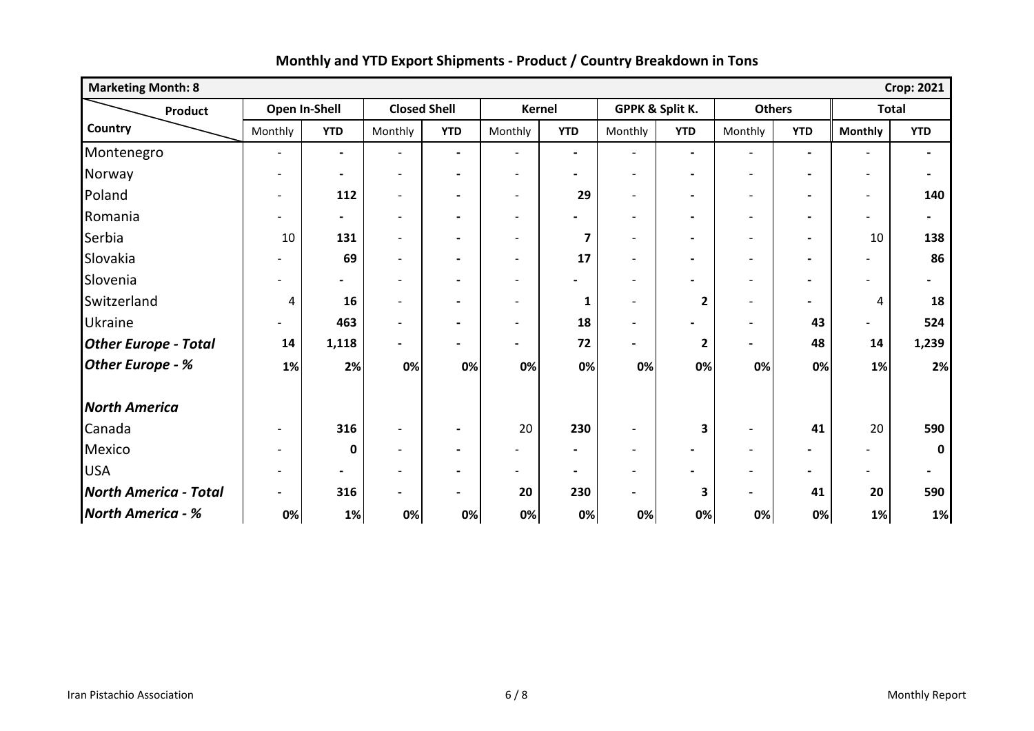## Monthly and YTD Export Shipments - Product / Country Breakdown in Tons

| Marketing Month: 8 | | | | | | | | | | | | Crop: 2021 |
|---|---|---|---|---|---|---|---|---|---|---|---|---|
| Product / Country | Open In-Shell | | Closed Shell | | Kernel | | GPPK & Split K. | | Others | | Total | |
| | Monthly | YTD | Monthly | YTD | Monthly | YTD | Monthly | YTD | Monthly | YTD | Monthly | YTD |
| Montenegro | - | - | - | - | - | - | - | - | - | - | - | - |
| Norway | - | - | - | - | - | - | - | - | - | - | - | - |
| Poland | - | 112 | - | - | - | 29 | - | - | - | - | - | 140 |
| Romania | - | - | - | - | - | - | - | - | - | - | - | - |
| Serbia | 10 | 131 | - | - | - | 7 | - | - | - | - | 10 | 138 |
| Slovakia | - | 69 | - | - | - | 17 | - | - | - | - | - | 86 |
| Slovenia | - | - | - | - | - | - | - | - | - | - | - | - |
| Switzerland | 4 | 16 | - | - | - | 1 | - | 2 | - | - | 4 | 18 |
| Ukraine | - | 463 | - | - | - | 18 | - | - | - | 43 | - | 524 |
| ***Other Europe - Total*** | 14 | 1,118 | - | - | - | 72 | - | 2 | - | 48 | 14 | 1,239 |
| ***Other Europe - %*** | 1% | 2% | 0% | 0% | 0% | 0% | 0% | 0% | 0% | 0% | 1% | 2% |
| | | | | | | | | | | | | |
| ***North America*** | | | | | | | | | | | | |
| Canada | - | 316 | - | - | 20 | 230 | - | 3 | - | 41 | 20 | 590 |
| Mexico | - | 0 | - | - | - | - | - | - | - | - | - | 0 |
| USA | - | - | - | - | - | - | - | - | - | - | - | - |
| ***North America - Total*** | - | 316 | - | - | 20 | 230 | - | 3 | - | 41 | 20 | 590 |
| ***North America - %*** | 0% | 1% | 0% | 0% | 0% | 0% | 0% | 0% | 0% | 0% | 1% | 1% |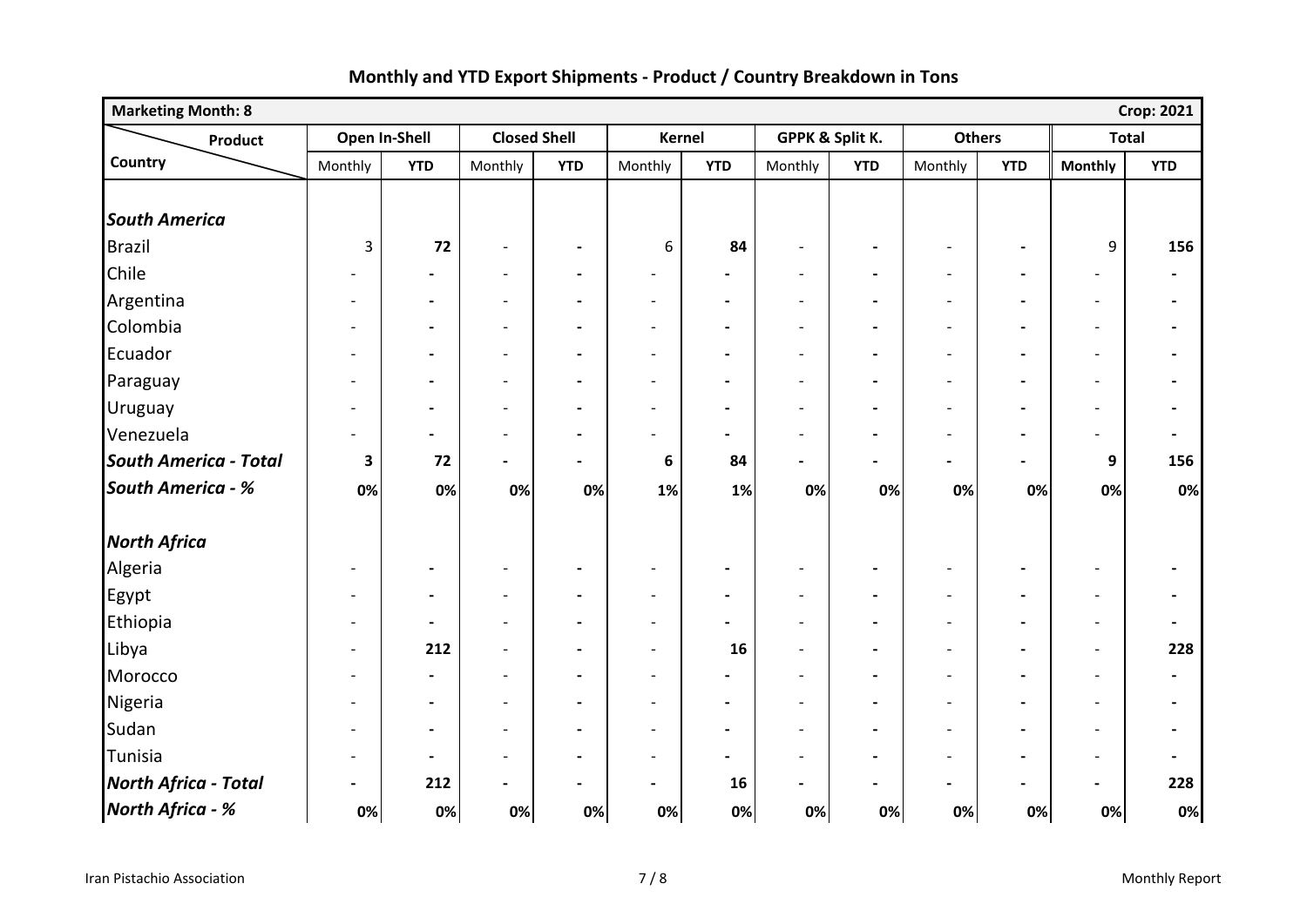## Monthly and YTD Export Shipments - Product / Country Breakdown in Tons

| Marketing Month: 8 | | | | | | | | | | | | Crop: 2021 |
|---|---|---|---|---|---|---|---|---|---|---|---|---|
| Product / Country | Open In-Shell | | Closed Shell | | Kernel | | GPPK & Split K. | | Others | | Total | |
| | Monthly | YTD | Monthly | YTD | Monthly | YTD | Monthly | YTD | Monthly | YTD | Monthly | YTD |
| ***South America*** | | | | | | | | | | | | |
| Brazil | 3 | **72** | - | - | 6 | **84** | - | - | - | - | 9 | **156** |
| Chile | - | - | - | - | - | - | - | - | - | - | - | - |
| Argentina | - | - | - | - | - | - | - | - | - | - | - | - |
| Colombia | - | - | - | - | - | - | - | - | - | - | - | - |
| Ecuador | - | - | - | - | - | - | - | - | - | - | - | - |
| Paraguay | - | - | - | - | - | - | - | - | - | - | - | - |
| Uruguay | - | - | - | - | - | - | - | - | - | - | - | - |
| Venezuela | - | - | - | - | - | - | - | - | - | - | - | - |
| ***South America - Total*** | **3** | **72** | - | - | **6** | **84** | - | - | - | - | **9** | **156** |
| ***South America - %*** | **0%** | **0%** | **0%** | **0%** | **1%** | **1%** | **0%** | **0%** | **0%** | **0%** | **0%** | **0%** |
| ***North Africa*** | | | | | | | | | | | | |
| Algeria | - | - | - | - | - | - | - | - | - | - | - | - |
| Egypt | - | - | - | - | - | - | - | - | - | - | - | - |
| Ethiopia | - | - | - | - | - | - | - | - | - | - | - | - |
| Libya | - | **212** | - | - | - | **16** | - | - | - | - | - | **228** |
| Morocco | - | - | - | - | - | - | - | - | - | - | - | - |
| Nigeria | - | - | - | - | - | - | - | - | - | - | - | - |
| Sudan | - | - | - | - | - | - | - | - | - | - | - | - |
| Tunisia | - | - | - | - | - | - | - | - | - | - | - | - |
| ***North Africa - Total*** | - | **212** | - | - | - | **16** | - | - | - | - | - | **228** |
| ***North Africa - %*** | **0%** | **0%** | **0%** | **0%** | **0%** | **0%** | **0%** | **0%** | **0%** | **0%** | **0%** | **0%** |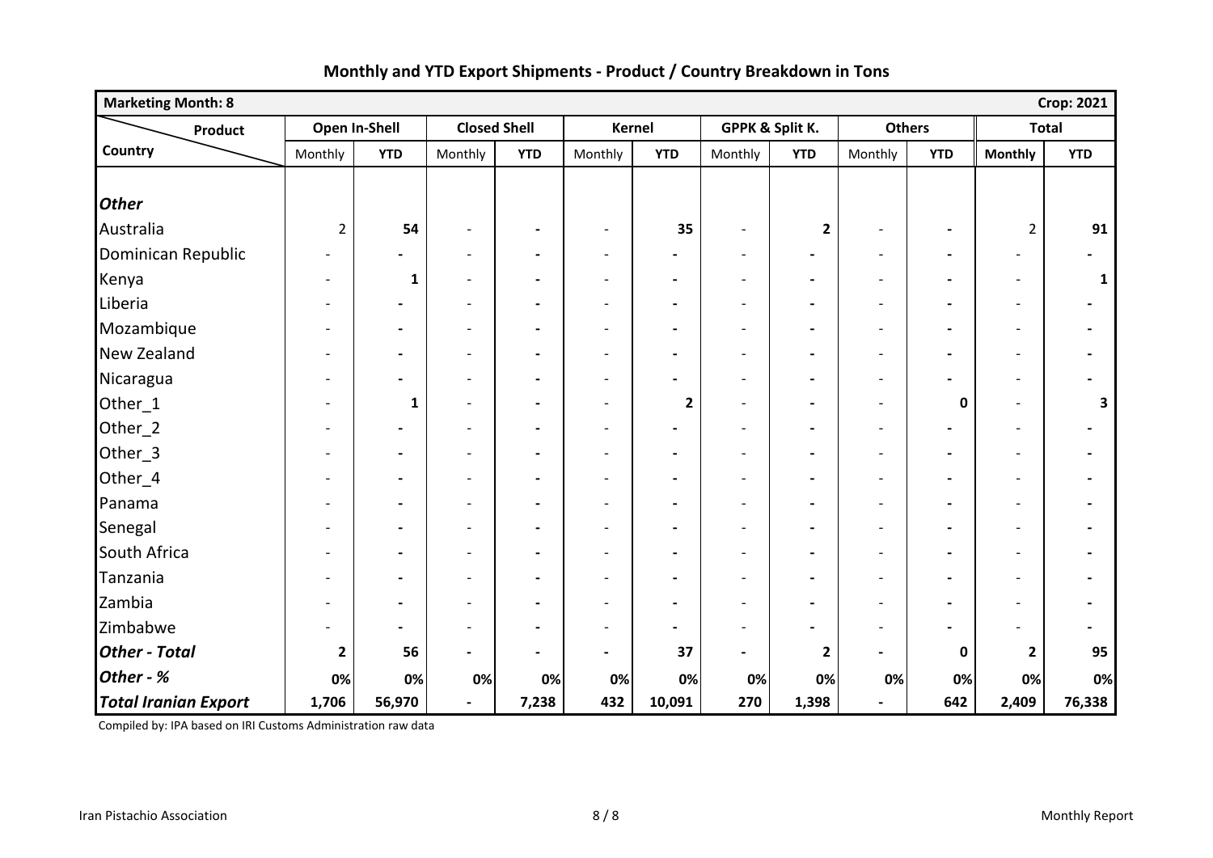## Monthly and YTD Export Shipments - Product / Country Breakdown in Tons

| Marketing Month: 8 | | | | | | | | | | | | Crop: 2021 |
|---|---|---|---|---|---|---|---|---|---|---|---|---|
| Product / Country | Open In-Shell | | Closed Shell | | Kernel | | GPPK & Split K. | | Others | | Total | |
| | Monthly | YTD | Monthly | YTD | Monthly | YTD | Monthly | YTD | Monthly | YTD | Monthly | YTD |
| ***Other*** | | | | | | | | | | | | |
| Australia | 2 | **54** | - | - | - | **35** | - | **2** | - | - | 2 | **91** |
| Dominican Republic | - | - | - | - | - | - | - | - | - | - | - | - |
| Kenya | - | **1** | - | - | - | - | - | - | - | - | - | **1** |
| Liberia | - | - | - | - | - | - | - | - | - | - | - | - |
| Mozambique | - | - | - | - | - | - | - | - | - | - | - | - |
| New Zealand | - | - | - | - | - | - | - | - | - | - | - | - |
| Nicaragua | - | - | - | - | - | - | - | - | - | - | - | - |
| Other_1 | - | **1** | - | - | - | **2** | - | - | - | **0** | - | **3** |
| Other_2 | - | - | - | - | - | - | - | - | - | - | - | - |
| Other_3 | - | - | - | - | - | - | - | - | - | - | - | - |
| Other_4 | - | - | - | - | - | - | - | - | - | - | - | - |
| Panama | - | - | - | - | - | - | - | - | - | - | - | - |
| Senegal | - | - | - | - | - | - | - | - | - | - | - | - |
| South Africa | - | - | - | - | - | - | - | - | - | - | - | - |
| Tanzania | - | - | - | - | - | - | - | - | - | - | - | - |
| Zambia | - | - | - | - | - | - | - | - | - | - | - | - |
| Zimbabwe | - | - | - | - | - | - | - | - | - | - | - | - |
| ***Other - Total*** | **2** | **56** | **-** | **-** | **-** | **37** | **-** | **2** | **-** | **0** | **2** | **95** |
| ***Other - %*** | **0%** | **0%** | **0%** | **0%** | **0%** | **0%** | **0%** | **0%** | **0%** | **0%** | **0%** | **0%** |
| ***Total Iranian Export*** | **1,706** | **56,970** | **-** | **7,238** | **432** | **10,091** | **270** | **1,398** | **-** | **642** | **2,409** | **76,338** |

Compiled by: IPA based on IRI Customs Administration raw data